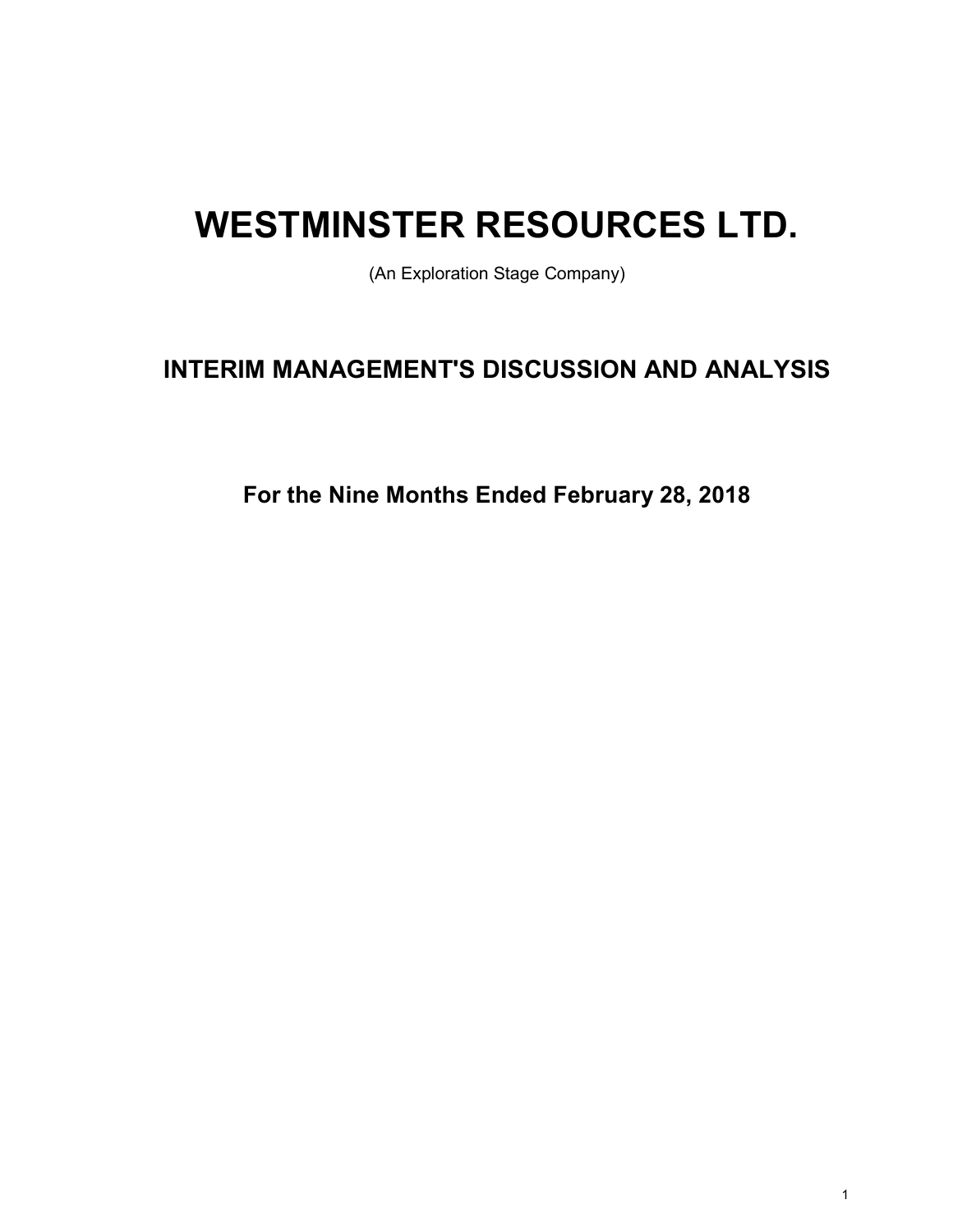# WESTMINSTER RESOURCES LTD.

(An Exploration Stage Company)

## INTERIM MANAGEMENT'S DISCUSSION AND ANALYSIS

### For the Nine Months Ended February 28, 2018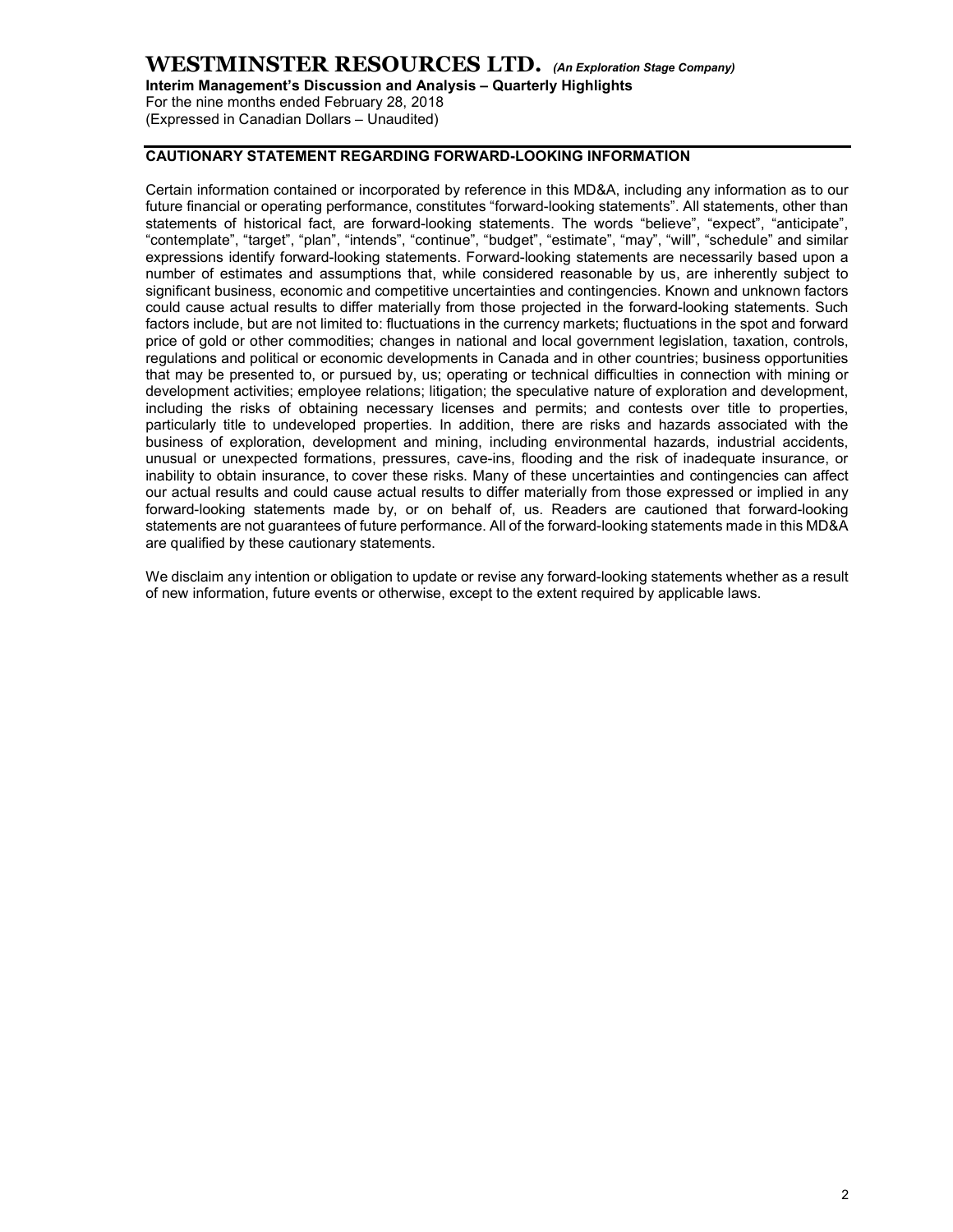## CAUTIONARY STATEMENT REGARDING FORWARD-LOOKING INFORMATION

Certain information contained or incorporated by reference in this MD&A, including any information as to our future financial or operating performance, constitutes "forward-looking statements". All statements, other than statements of historical fact, are forward-looking statements. The words "believe", "expect", "anticipate", "contemplate", "target", "plan", "intends", "continue", "budget", "estimate", "may", "will", "schedule" and similar expressions identify forward-looking statements. Forward-looking statements are necessarily based upon a number of estimates and assumptions that, while considered reasonable by us, are inherently subject to significant business, economic and competitive uncertainties and contingencies. Known and unknown factors could cause actual results to differ materially from those projected in the forward-looking statements. Such factors include, but are not limited to: fluctuations in the currency markets; fluctuations in the spot and forward price of gold or other commodities; changes in national and local government legislation, taxation, controls, regulations and political or economic developments in Canada and in other countries; business opportunities that may be presented to, or pursued by, us; operating or technical difficulties in connection with mining or development activities; employee relations; litigation; the speculative nature of exploration and development, including the risks of obtaining necessary licenses and permits; and contests over title to properties, particularly title to undeveloped properties. In addition, there are risks and hazards associated with the business of exploration, development and mining, including environmental hazards, industrial accidents, unusual or unexpected formations, pressures, cave-ins, flooding and the risk of inadequate insurance, or inability to obtain insurance, to cover these risks. Many of these uncertainties and contingencies can affect our actual results and could cause actual results to differ materially from those expressed or implied in any forward-looking statements made by, or on behalf of, us. Readers are cautioned that forward-looking statements are not guarantees of future performance. All of the forward-looking statements made in this MD&A are qualified by these cautionary statements.

We disclaim any intention or obligation to update or revise any forward-looking statements whether as a result of new information, future events or otherwise, except to the extent required by applicable laws.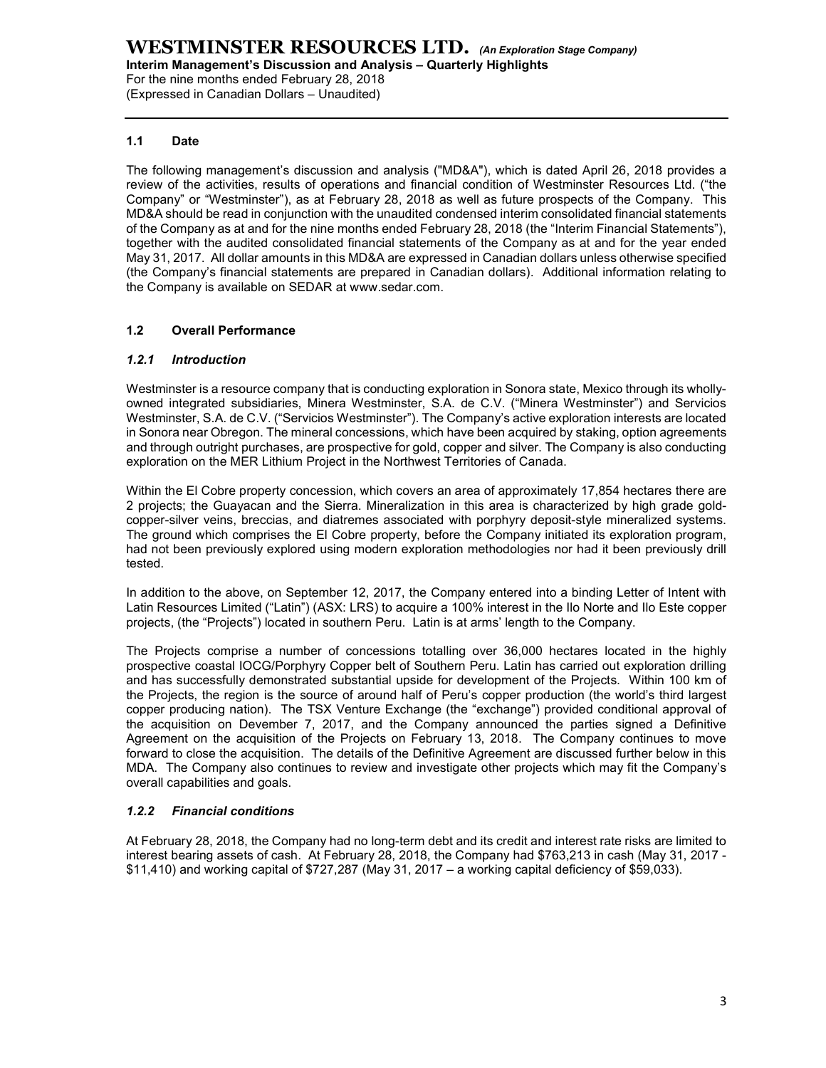## 1.1 Date

The following management's discussion and analysis ("MD&A"), which is dated April 26, 2018 provides a review of the activities, results of operations and financial condition of Westminster Resources Ltd. ("the Company" or "Westminster"), as at February 28, 2018 as well as future prospects of the Company. This MD&A should be read in conjunction with the unaudited condensed interim consolidated financial statements of the Company as at and for the nine months ended February 28, 2018 (the "Interim Financial Statements"), together with the audited consolidated financial statements of the Company as at and for the year ended May 31, 2017. All dollar amounts in this MD&A are expressed in Canadian dollars unless otherwise specified (the Company's financial statements are prepared in Canadian dollars). Additional information relating to the Company is available on SEDAR at www.sedar.com.

## 1.2 Overall Performance

### *1.2.1 Introduction*

Westminster is a resource company that is conducting exploration in Sonora state, Mexico through its wholly-owned integrated subsidiaries, Minera Westminster, S.A. de C.V. ("Minera Westminster") and Servicios Westminster, S.A. de C.V. ("Servicios Westminster"). The Company's active exploration interests are located in Sonora near Obregon. The mineral concessions, which have been acquired by staking, option agreements and through outright purchases, are prospective for gold, copper and silver. The Company is also conducting exploration on the MER Lithium Project in the Northwest Territories of Canada.

Within the El Cobre property concession, which covers an area of approximately 17,854 hectares there are 2 projects; the Guayacan and the Sierra. Mineralization in this area is characterized by high grade gold-copper-silver veins, breccias, and diatremes associated with porphyry deposit-style mineralized systems. The ground which comprises the El Cobre property, before the Company initiated its exploration program, had not been previously explored using modern exploration methodologies nor had it been previously drill tested.

In addition to the above, on September 12, 2017, the Company entered into a binding Letter of Intent with Latin Resources Limited ("Latin") (ASX: LRS) to acquire a 100% interest in the Ilo Norte and Ilo Este copper projects, (the "Projects") located in southern Peru. Latin is at arms' length to the Company.

The Projects comprise a number of concessions totalling over 36,000 hectares located in the highly prospective coastal IOCG/Porphyry Copper belt of Southern Peru. Latin has carried out exploration drilling and has successfully demonstrated substantial upside for development of the Projects. Within 100 km of the Projects, the region is the source of around half of Peru's copper production (the world's third largest copper producing nation). The TSX Venture Exchange (the "exchange") provided conditional approval of the acquisition on Devember 7, 2017, and the Company announced the parties signed a Definitive Agreement on the acquisition of the Projects on February 13, 2018. The Company continues to move forward to close the acquisition. The details of the Definitive Agreement are discussed further below in this MDA. The Company also continues to review and investigate other projects which may fit the Company's overall capabilities and goals.

### *1.2.2 Financial conditions*

At February 28, 2018, the Company had no long-term debt and its credit and interest rate risks are limited to interest bearing assets of cash. At February 28, 2018, the Company had $763,213 in cash (May 31, 2017 - $11,410) and working capital of $727,287 (May 31, 2017 – a working capital deficiency of $59,033).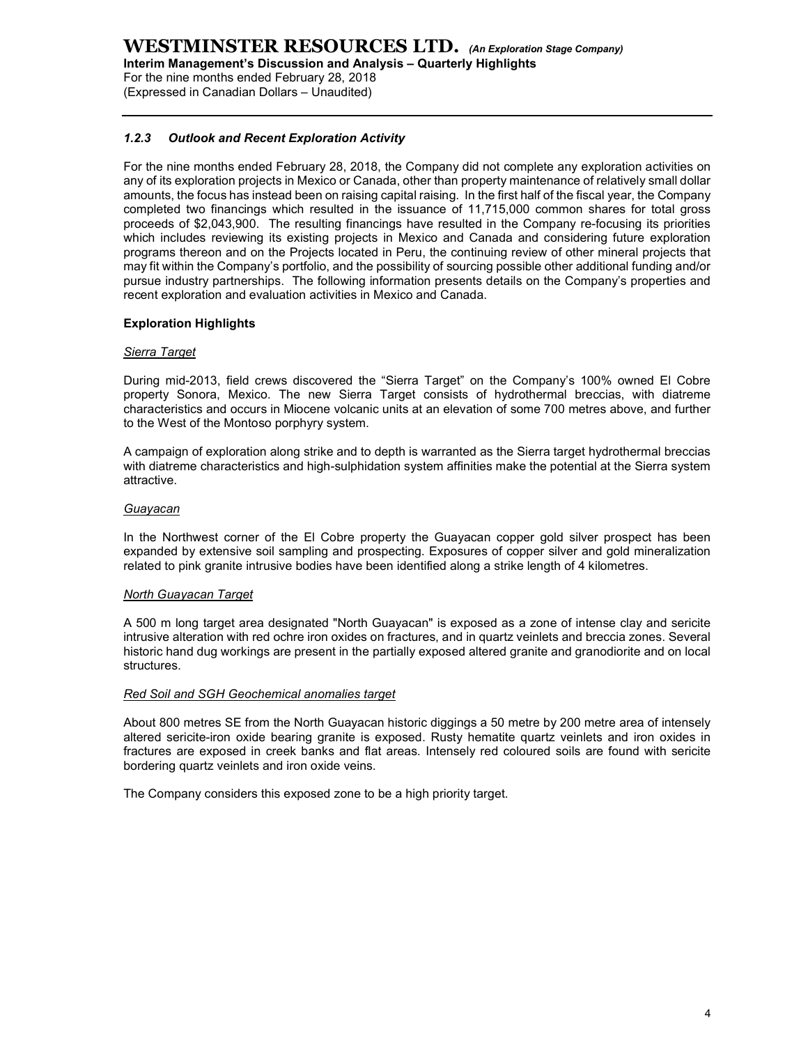### *1.2.3 Outlook and Recent Exploration Activity*

For the nine months ended February 28, 2018, the Company did not complete any exploration activities on any of its exploration projects in Mexico or Canada, other than property maintenance of relatively small dollar amounts, the focus has instead been on raising capital raising. In the first half of the fiscal year, the Company completed two financings which resulted in the issuance of 11,715,000 common shares for total gross proceeds of $2,043,900. The resulting financings have resulted in the Company re-focusing its priorities which includes reviewing its existing projects in Mexico and Canada and considering future exploration programs thereon and on the Projects located in Peru, the continuing review of other mineral projects that may fit within the Company's portfolio, and the possibility of sourcing possible other additional funding and/or pursue industry partnerships. The following information presents details on the Company's properties and recent exploration and evaluation activities in Mexico and Canada.

**Exploration Highlights**

*Sierra Target*

During mid-2013, field crews discovered the "Sierra Target" on the Company's 100% owned El Cobre property Sonora, Mexico. The new Sierra Target consists of hydrothermal breccias, with diatreme characteristics and occurs in Miocene volcanic units at an elevation of some 700 metres above, and further to the West of the Montoso porphyry system.

A campaign of exploration along strike and to depth is warranted as the Sierra target hydrothermal breccias with diatreme characteristics and high-sulphidation system affinities make the potential at the Sierra system attractive.

*Guayacan*

In the Northwest corner of the El Cobre property the Guayacan copper gold silver prospect has been expanded by extensive soil sampling and prospecting. Exposures of copper silver and gold mineralization related to pink granite intrusive bodies have been identified along a strike length of 4 kilometres.

*North Guayacan Target*

A 500 m long target area designated "North Guayacan" is exposed as a zone of intense clay and sericite intrusive alteration with red ochre iron oxides on fractures, and in quartz veinlets and breccia zones. Several historic hand dug workings are present in the partially exposed altered granite and granodiorite and on local structures.

*Red Soil and SGH Geochemical anomalies target*

About 800 metres SE from the North Guayacan historic diggings a 50 metre by 200 metre area of intensely altered sericite-iron oxide bearing granite is exposed. Rusty hematite quartz veinlets and iron oxides in fractures are exposed in creek banks and flat areas. Intensely red coloured soils are found with sericite bordering quartz veinlets and iron oxide veins.

The Company considers this exposed zone to be a high priority target.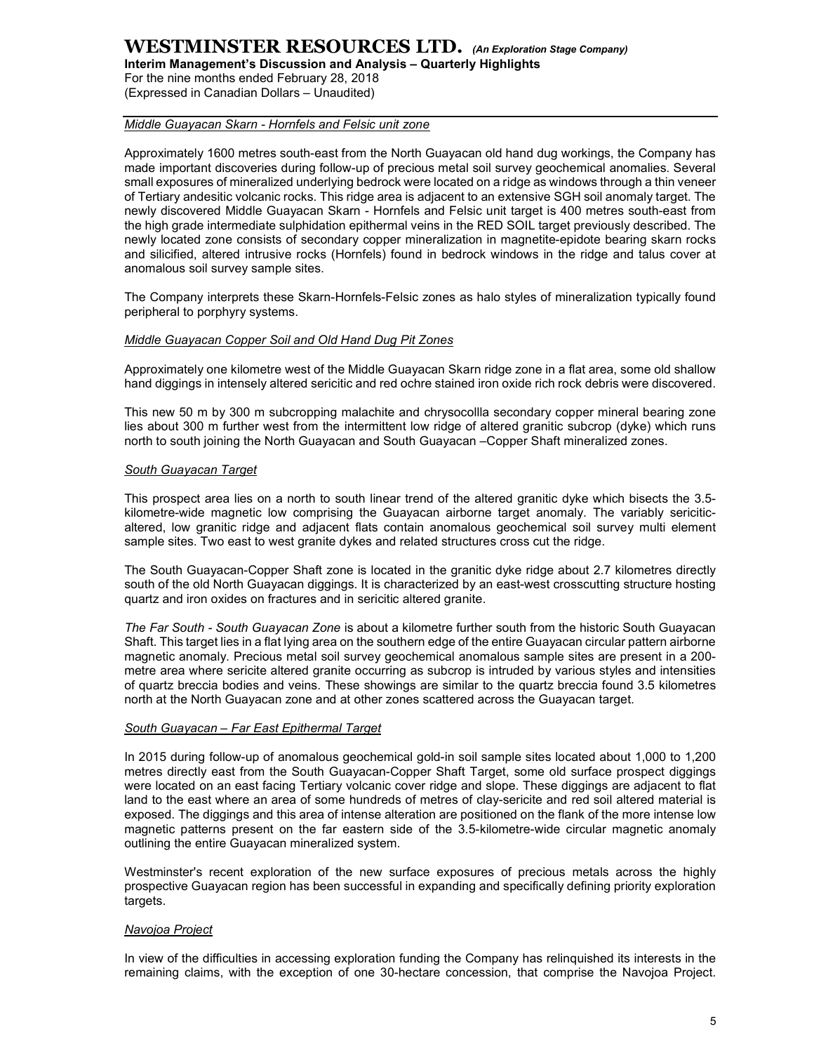*Middle Guayacan Skarn - Hornfels and Felsic unit zone*

Approximately 1600 metres south-east from the North Guayacan old hand dug workings, the Company has made important discoveries during follow-up of precious metal soil survey geochemical anomalies. Several small exposures of mineralized underlying bedrock were located on a ridge as windows through a thin veneer of Tertiary andesitic volcanic rocks. This ridge area is adjacent to an extensive SGH soil anomaly target. The newly discovered Middle Guayacan Skarn - Hornfels and Felsic unit target is 400 metres south-east from the high grade intermediate sulphidation epithermal veins in the RED SOIL target previously described. The newly located zone consists of secondary copper mineralization in magnetite-epidote bearing skarn rocks and silicified, altered intrusive rocks (Hornfels) found in bedrock windows in the ridge and talus cover at anomalous soil survey sample sites.

The Company interprets these Skarn-Hornfels-Felsic zones as halo styles of mineralization typically found peripheral to porphyry systems.

*Middle Guayacan Copper Soil and Old Hand Dug Pit Zones*

Approximately one kilometre west of the Middle Guayacan Skarn ridge zone in a flat area, some old shallow hand diggings in intensely altered sericitic and red ochre stained iron oxide rich rock debris were discovered.

This new 50 m by 300 m subcropping malachite and chrysocollla secondary copper mineral bearing zone lies about 300 m further west from the intermittent low ridge of altered granitic subcrop (dyke) which runs north to south joining the North Guayacan and South Guayacan –Copper Shaft mineralized zones.

*South Guayacan Target*

This prospect area lies on a north to south linear trend of the altered granitic dyke which bisects the 3.5-kilometre-wide magnetic low comprising the Guayacan airborne target anomaly. The variably sericitic-altered, low granitic ridge and adjacent flats contain anomalous geochemical soil survey multi element sample sites. Two east to west granite dykes and related structures cross cut the ridge.

The South Guayacan-Copper Shaft zone is located in the granitic dyke ridge about 2.7 kilometres directly south of the old North Guayacan diggings. It is characterized by an east-west crosscutting structure hosting quartz and iron oxides on fractures and in sericitic altered granite.

*The Far South - South Guayacan Zone* is about a kilometre further south from the historic South Guayacan Shaft. This target lies in a flat lying area on the southern edge of the entire Guayacan circular pattern airborne magnetic anomaly. Precious metal soil survey geochemical anomalous sample sites are present in a 200-metre area where sericite altered granite occurring as subcrop is intruded by various styles and intensities of quartz breccia bodies and veins. These showings are similar to the quartz breccia found 3.5 kilometres north at the North Guayacan zone and at other zones scattered across the Guayacan target.

*South Guayacan – Far East Epithermal Target*

In 2015 during follow-up of anomalous geochemical gold-in soil sample sites located about 1,000 to 1,200 metres directly east from the South Guayacan-Copper Shaft Target, some old surface prospect diggings were located on an east facing Tertiary volcanic cover ridge and slope. These diggings are adjacent to flat land to the east where an area of some hundreds of metres of clay-sericite and red soil altered material is exposed. The diggings and this area of intense alteration are positioned on the flank of the more intense low magnetic patterns present on the far eastern side of the 3.5-kilometre-wide circular magnetic anomaly outlining the entire Guayacan mineralized system.

Westminster's recent exploration of the new surface exposures of precious metals across the highly prospective Guayacan region has been successful in expanding and specifically defining priority exploration targets.

*Navojoa Project*

In view of the difficulties in accessing exploration funding the Company has relinquished its interests in the remaining claims, with the exception of one 30-hectare concession, that comprise the Navojoa Project.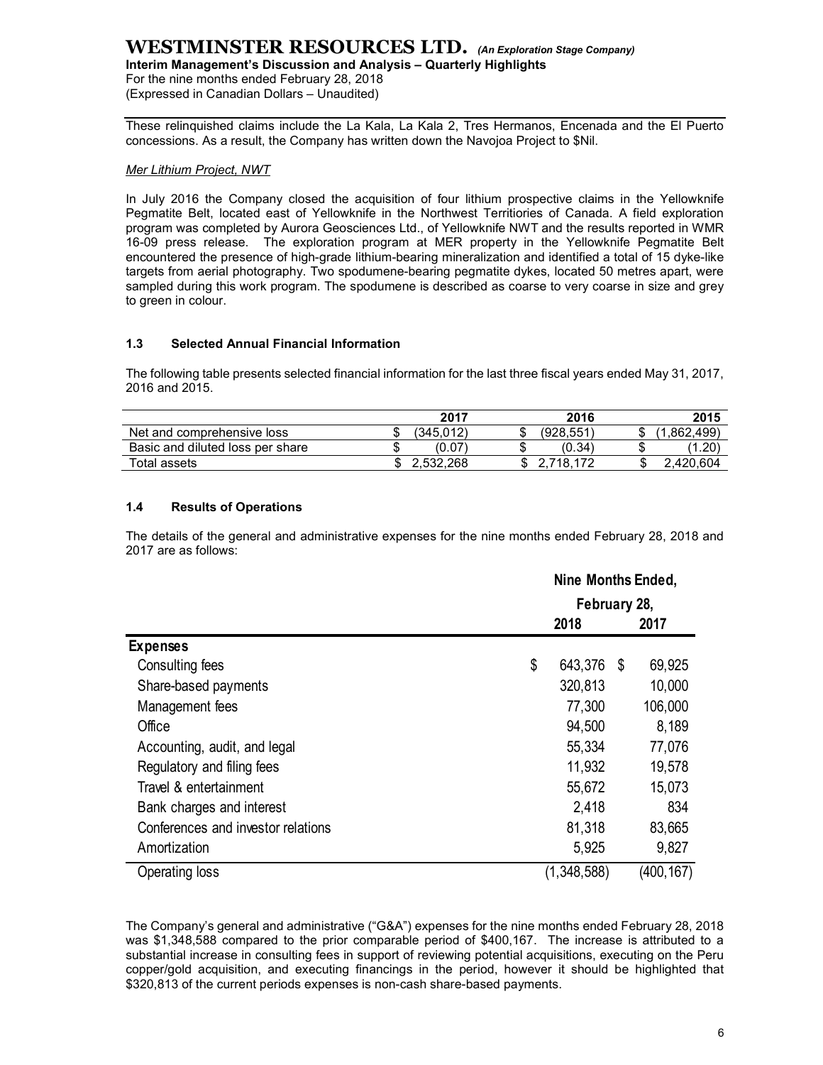These relinquished claims include the La Kala, La Kala 2, Tres Hermanos, Encenada and the El Puerto concessions. As a result, the Company has written down the Navojoa Project to $Nil.

*Mer Lithium Project, NWT*

In July 2016 the Company closed the acquisition of four lithium prospective claims in the Yellowknife Pegmatite Belt, located east of Yellowknife in the Northwest Territiories of Canada. A field exploration program was completed by Aurora Geosciences Ltd., of Yellowknife NWT and the results reported in WMR 16-09 press release. The exploration program at MER property in the Yellowknife Pegmatite Belt encountered the presence of high-grade lithium-bearing mineralization and identified a total of 15 dyke-like targets from aerial photography. Two spodumene-bearing pegmatite dykes, located 50 metres apart, were sampled during this work program. The spodumene is described as coarse to very coarse in size and grey to green in colour.

### 1.3 Selected Annual Financial Information

The following table presents selected financial information for the last three fiscal years ended May 31, 2017, 2016 and 2015.

| | 2017 | 2016 | 2015 |
|---|---|---|---|
| Net and comprehensive loss | $ (345,012) | $ (928,551) | $ (1,862,499) |
| Basic and diluted loss per share | $ (0.07) | $ (0.34) | $ (1.20) |
| Total assets | $ 2,532,268 | $ 2,718,172 | $ 2,420,604 |

### 1.4 Results of Operations

The details of the general and administrative expenses for the nine months ended February 28, 2018 and 2017 are as follows:

| | Nine Months Ended, February 28, | |
|---|---|---|
| | 2018 | 2017 |
| **Expenses** | | |
| Consulting fees | $ 643,376 | $ 69,925 |
| Share-based payments | 320,813 | 10,000 |
| Management fees | 77,300 | 106,000 |
| Office | 94,500 | 8,189 |
| Accounting, audit, and legal | 55,334 | 77,076 |
| Regulatory and filing fees | 11,932 | 19,578 |
| Travel & entertainment | 55,672 | 15,073 |
| Bank charges and interest | 2,418 | 834 |
| Conferences and investor relations | 81,318 | 83,665 |
| Amortization | 5,925 | 9,827 |
| Operating loss | (1,348,588) | (400,167) |

The Company's general and administrative ("G&A") expenses for the nine months ended February 28, 2018 was $1,348,588 compared to the prior comparable period of $400,167. The increase is attributed to a substantial increase in consulting fees in support of reviewing potential acquisitions, executing on the Peru copper/gold acquisition, and executing financings in the period, however it should be highlighted that $320,813 of the current periods expenses is non-cash share-based payments.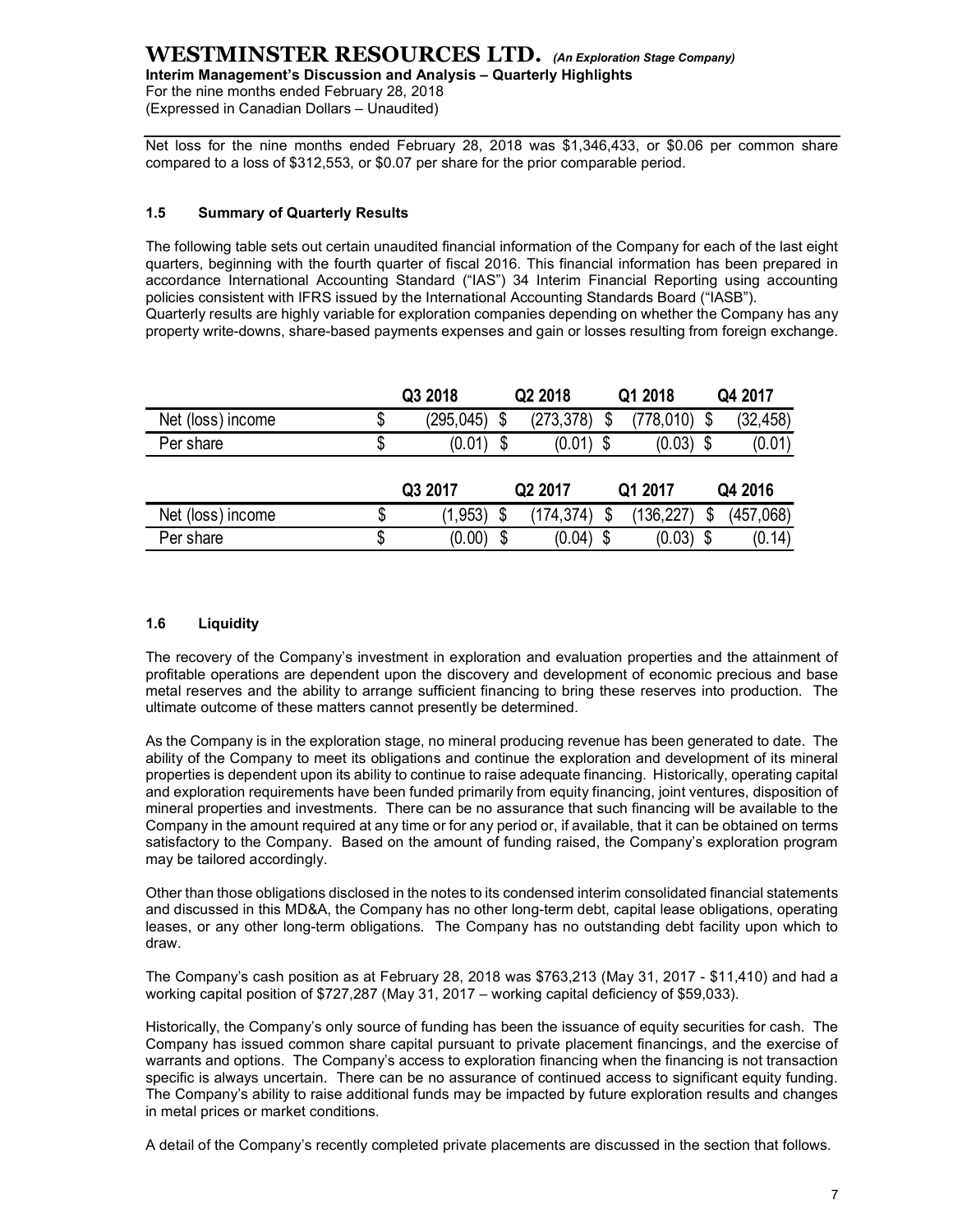Net loss for the nine months ended February 28, 2018 was $1,346,433, or $0.06 per common share compared to a loss of $312,553, or $0.07 per share for the prior comparable period.

### 1.5 Summary of Quarterly Results

The following table sets out certain unaudited financial information of the Company for each of the last eight quarters, beginning with the fourth quarter of fiscal 2016. This financial information has been prepared in accordance International Accounting Standard ("IAS") 34 Interim Financial Reporting using accounting policies consistent with IFRS issued by the International Accounting Standards Board ("IASB").
Quarterly results are highly variable for exploration companies depending on whether the Company has any property write-downs, share-based payments expenses and gain or losses resulting from foreign exchange.

| | Q3 2018 | Q2 2018 | Q1 2018 | Q4 2017 |
|---|---|---|---|---|
| Net (loss) income | $ (295,045) | $ (273,378) | $ (778,010) | $ (32,458) |
| Per share | $ (0.01) | $ (0.01) | $ (0.03) | $ (0.01) |

| | Q3 2017 | Q2 2017 | Q1 2017 | Q4 2016 |
|---|---|---|---|---|
| Net (loss) income | $ (1,953) | $ (174,374) | $ (136,227) | $ (457,068) |
| Per share | $ (0.00) | $ (0.04) | $ (0.03) | $ (0.14) |

### 1.6 Liquidity

The recovery of the Company's investment in exploration and evaluation properties and the attainment of profitable operations are dependent upon the discovery and development of economic precious and base metal reserves and the ability to arrange sufficient financing to bring these reserves into production. The ultimate outcome of these matters cannot presently be determined.

As the Company is in the exploration stage, no mineral producing revenue has been generated to date. The ability of the Company to meet its obligations and continue the exploration and development of its mineral properties is dependent upon its ability to continue to raise adequate financing. Historically, operating capital and exploration requirements have been funded primarily from equity financing, joint ventures, disposition of mineral properties and investments. There can be no assurance that such financing will be available to the Company in the amount required at any time or for any period or, if available, that it can be obtained on terms satisfactory to the Company. Based on the amount of funding raised, the Company's exploration program may be tailored accordingly.

Other than those obligations disclosed in the notes to its condensed interim consolidated financial statements and discussed in this MD&A, the Company has no other long-term debt, capital lease obligations, operating leases, or any other long-term obligations. The Company has no outstanding debt facility upon which to draw.

The Company's cash position as at February 28, 2018 was $763,213 (May 31, 2017 - $11,410) and had a working capital position of $727,287 (May 31, 2017 – working capital deficiency of $59,033).

Historically, the Company's only source of funding has been the issuance of equity securities for cash. The Company has issued common share capital pursuant to private placement financings, and the exercise of warrants and options. The Company's access to exploration financing when the financing is not transaction specific is always uncertain. There can be no assurance of continued access to significant equity funding. The Company's ability to raise additional funds may be impacted by future exploration results and changes in metal prices or market conditions.

A detail of the Company's recently completed private placements are discussed in the section that follows.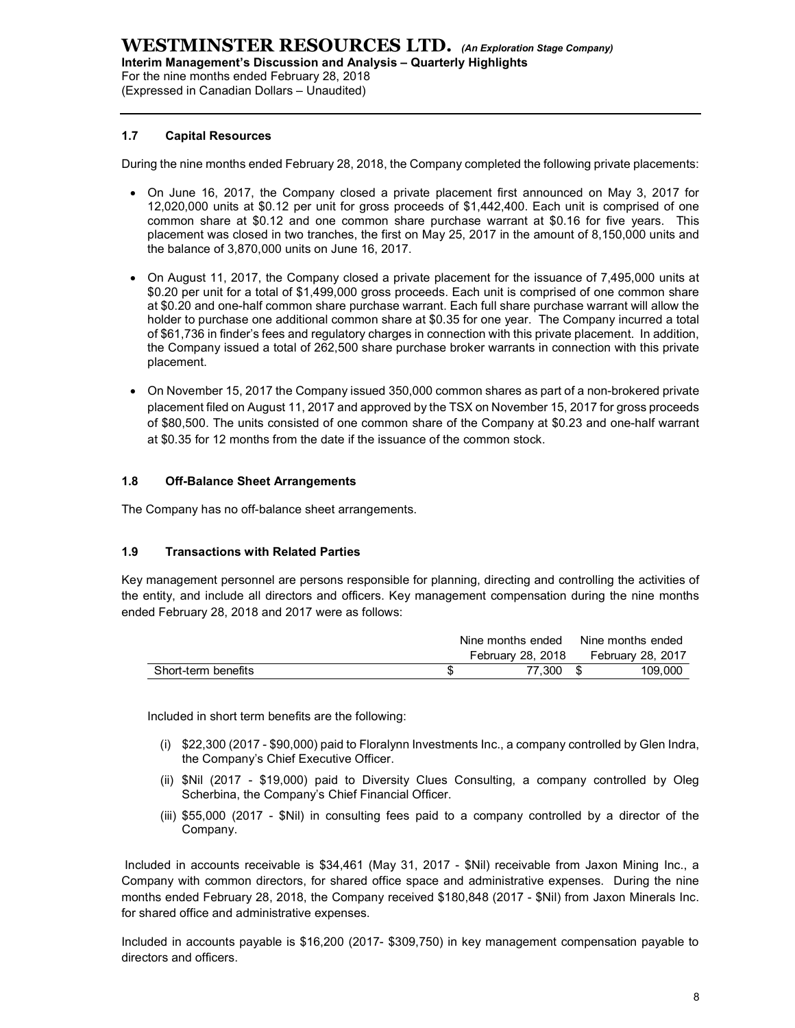### 1.7 Capital Resources

During the nine months ended February 28, 2018, the Company completed the following private placements:

- On June 16, 2017, the Company closed a private placement first announced on May 3, 2017 for 12,020,000 units at $0.12 per unit for gross proceeds of $1,442,400. Each unit is comprised of one common share at $0.12 and one common share purchase warrant at $0.16 for five years. This placement was closed in two tranches, the first on May 25, 2017 in the amount of 8,150,000 units and the balance of 3,870,000 units on June 16, 2017.
- On August 11, 2017, the Company closed a private placement for the issuance of 7,495,000 units at $0.20 per unit for a total of $1,499,000 gross proceeds. Each unit is comprised of one common share at $0.20 and one-half common share purchase warrant. Each full share purchase warrant will allow the holder to purchase one additional common share at $0.35 for one year. The Company incurred a total of $61,736 in finder's fees and regulatory charges in connection with this private placement. In addition, the Company issued a total of 262,500 share purchase broker warrants in connection with this private placement.
- On November 15, 2017 the Company issued 350,000 common shares as part of a non-brokered private placement filed on August 11, 2017 and approved by the TSX on November 15, 2017 for gross proceeds of $80,500. The units consisted of one common share of the Company at $0.23 and one-half warrant at $0.35 for 12 months from the date if the issuance of the common stock.

### 1.8 Off-Balance Sheet Arrangements

The Company has no off-balance sheet arrangements.

### 1.9 Transactions with Related Parties

Key management personnel are persons responsible for planning, directing and controlling the activities of the entity, and include all directors and officers. Key management compensation during the nine months ended February 28, 2018 and 2017 were as follows:

| | Nine months ended February 28, 2018 | Nine months ended February 28, 2017 |
|---|---|---|
| Short-term benefits | $ 77,300 | $ 109,000 |

Included in short term benefits are the following:

(i) $22,300 (2017 - $90,000) paid to Floralynn Investments Inc., a company controlled by Glen Indra, the Company's Chief Executive Officer.

(ii) $Nil (2017 - $19,000) paid to Diversity Clues Consulting, a company controlled by Oleg Scherbina, the Company's Chief Financial Officer.

(iii) $55,000 (2017 - $Nil) in consulting fees paid to a company controlled by a director of the Company.

Included in accounts receivable is $34,461 (May 31, 2017 - $Nil) receivable from Jaxon Mining Inc., a Company with common directors, for shared office space and administrative expenses. During the nine months ended February 28, 2018, the Company received $180,848 (2017 - $Nil) from Jaxon Minerals Inc. for shared office and administrative expenses.

Included in accounts payable is $16,200 (2017- $309,750) in key management compensation payable to directors and officers.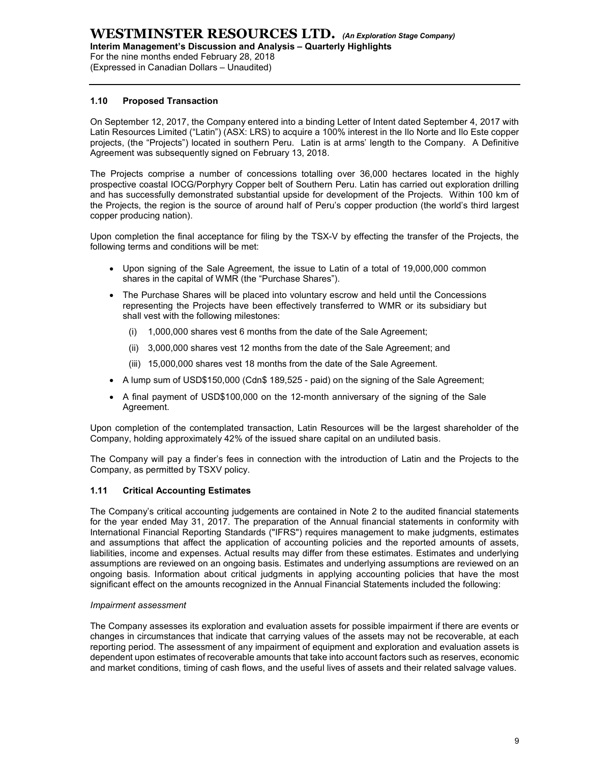## 1.10 Proposed Transaction

On September 12, 2017, the Company entered into a binding Letter of Intent dated September 4, 2017 with Latin Resources Limited ("Latin") (ASX: LRS) to acquire a 100% interest in the Ilo Norte and Ilo Este copper projects, (the "Projects") located in southern Peru. Latin is at arms' length to the Company. A Definitive Agreement was subsequently signed on February 13, 2018.

The Projects comprise a number of concessions totalling over 36,000 hectares located in the highly prospective coastal IOCG/Porphyry Copper belt of Southern Peru. Latin has carried out exploration drilling and has successfully demonstrated substantial upside for development of the Projects. Within 100 km of the Projects, the region is the source of around half of Peru's copper production (the world's third largest copper producing nation).

Upon completion the final acceptance for filing by the TSX-V by effecting the transfer of the Projects, the following terms and conditions will be met:

- Upon signing of the Sale Agreement, the issue to Latin of a total of 19,000,000 common shares in the capital of WMR (the "Purchase Shares").
- The Purchase Shares will be placed into voluntary escrow and held until the Concessions representing the Projects have been effectively transferred to WMR or its subsidiary but shall vest with the following milestones:
  - (i) 1,000,000 shares vest 6 months from the date of the Sale Agreement;
  - (ii) 3,000,000 shares vest 12 months from the date of the Sale Agreement; and
  - (iii) 15,000,000 shares vest 18 months from the date of the Sale Agreement.
- A lump sum of USD$150,000 (Cdn$ 189,525 - paid) on the signing of the Sale Agreement;
- A final payment of USD$100,000 on the 12-month anniversary of the signing of the Sale Agreement.

Upon completion of the contemplated transaction, Latin Resources will be the largest shareholder of the Company, holding approximately 42% of the issued share capital on an undiluted basis.

The Company will pay a finder's fees in connection with the introduction of Latin and the Projects to the Company, as permitted by TSXV policy.

## 1.11 Critical Accounting Estimates

The Company's critical accounting judgements are contained in Note 2 to the audited financial statements for the year ended May 31, 2017. The preparation of the Annual financial statements in conformity with International Financial Reporting Standards ("IFRS") requires management to make judgments, estimates and assumptions that affect the application of accounting policies and the reported amounts of assets, liabilities, income and expenses. Actual results may differ from these estimates. Estimates and underlying assumptions are reviewed on an ongoing basis. Estimates and underlying assumptions are reviewed on an ongoing basis. Information about critical judgments in applying accounting policies that have the most significant effect on the amounts recognized in the Annual Financial Statements included the following:

*Impairment assessment*

The Company assesses its exploration and evaluation assets for possible impairment if there are events or changes in circumstances that indicate that carrying values of the assets may not be recoverable, at each reporting period. The assessment of any impairment of equipment and exploration and evaluation assets is dependent upon estimates of recoverable amounts that take into account factors such as reserves, economic and market conditions, timing of cash flows, and the useful lives of assets and their related salvage values.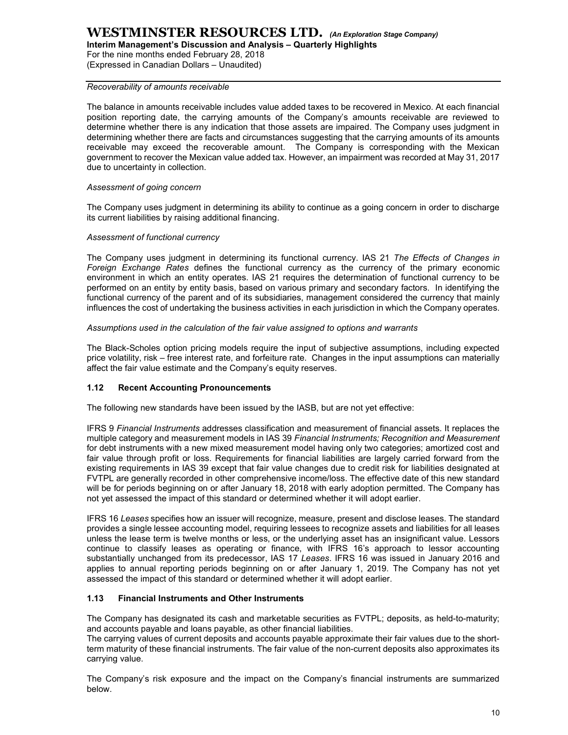*Recoverability of amounts receivable*

The balance in amounts receivable includes value added taxes to be recovered in Mexico. At each financial position reporting date, the carrying amounts of the Company's amounts receivable are reviewed to determine whether there is any indication that those assets are impaired. The Company uses judgment in determining whether there are facts and circumstances suggesting that the carrying amounts of its amounts receivable may exceed the recoverable amount. The Company is corresponding with the Mexican government to recover the Mexican value added tax. However, an impairment was recorded at May 31, 2017 due to uncertainty in collection.

*Assessment of going concern*

The Company uses judgment in determining its ability to continue as a going concern in order to discharge its current liabilities by raising additional financing.

*Assessment of functional currency*

The Company uses judgment in determining its functional currency. IAS 21 *The Effects of Changes in Foreign Exchange Rates* defines the functional currency as the currency of the primary economic environment in which an entity operates. IAS 21 requires the determination of functional currency to be performed on an entity by entity basis, based on various primary and secondary factors. In identifying the functional currency of the parent and of its subsidiaries, management considered the currency that mainly influences the cost of undertaking the business activities in each jurisdiction in which the Company operates.

*Assumptions used in the calculation of the fair value assigned to options and warrants*

The Black-Scholes option pricing models require the input of subjective assumptions, including expected price volatility, risk – free interest rate, and forfeiture rate. Changes in the input assumptions can materially affect the fair value estimate and the Company's equity reserves.

## 1.12 Recent Accounting Pronouncements

The following new standards have been issued by the IASB, but are not yet effective:

IFRS 9 *Financial Instruments* addresses classification and measurement of financial assets. It replaces the multiple category and measurement models in IAS 39 *Financial Instruments; Recognition and Measurement* for debt instruments with a new mixed measurement model having only two categories; amortized cost and fair value through profit or loss. Requirements for financial liabilities are largely carried forward from the existing requirements in IAS 39 except that fair value changes due to credit risk for liabilities designated at FVTPL are generally recorded in other comprehensive income/loss. The effective date of this new standard will be for periods beginning on or after January 18, 2018 with early adoption permitted. The Company has not yet assessed the impact of this standard or determined whether it will adopt earlier.

IFRS 16 *Leases* specifies how an issuer will recognize, measure, present and disclose leases. The standard provides a single lessee accounting model, requiring lessees to recognize assets and liabilities for all leases unless the lease term is twelve months or less, or the underlying asset has an insignificant value. Lessors continue to classify leases as operating or finance, with IFRS 16's approach to lessor accounting substantially unchanged from its predecessor, IAS 17 *Leases*. IFRS 16 was issued in January 2016 and applies to annual reporting periods beginning on or after January 1, 2019. The Company has not yet assessed the impact of this standard or determined whether it will adopt earlier.

## 1.13 Financial Instruments and Other Instruments

The Company has designated its cash and marketable securities as FVTPL; deposits, as held-to-maturity; and accounts payable and loans payable, as other financial liabilities.
The carrying values of current deposits and accounts payable approximate their fair values due to the short-term maturity of these financial instruments. The fair value of the non-current deposits also approximates its carrying value.

The Company's risk exposure and the impact on the Company's financial instruments are summarized below.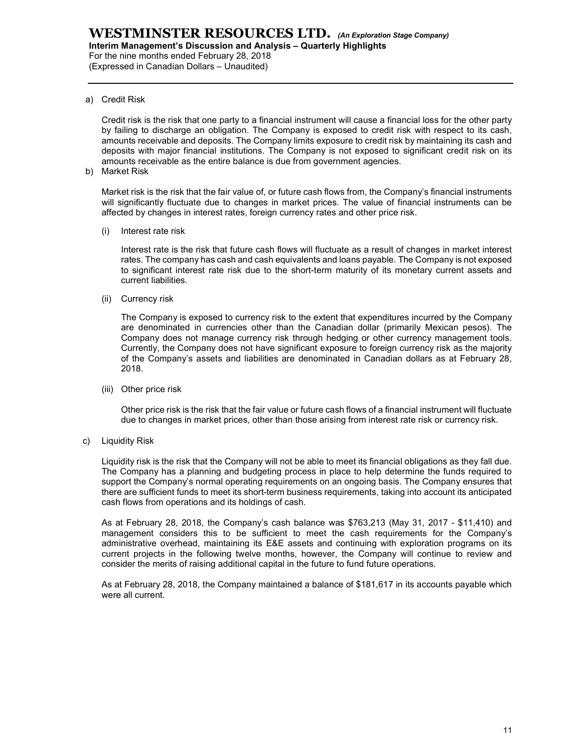a) Credit Risk

Credit risk is the risk that one party to a financial instrument will cause a financial loss for the other party by failing to discharge an obligation. The Company is exposed to credit risk with respect to its cash, amounts receivable and deposits. The Company limits exposure to credit risk by maintaining its cash and deposits with major financial institutions. The Company is not exposed to significant credit risk on its amounts receivable as the entire balance is due from government agencies.

b) Market Risk

Market risk is the risk that the fair value of, or future cash flows from, the Company's financial instruments will significantly fluctuate due to changes in market prices. The value of financial instruments can be affected by changes in interest rates, foreign currency rates and other price risk.

(i) Interest rate risk

Interest rate is the risk that future cash flows will fluctuate as a result of changes in market interest rates. The company has cash and cash equivalents and loans payable. The Company is not exposed to significant interest rate risk due to the short-term maturity of its monetary current assets and current liabilities.

(ii) Currency risk

The Company is exposed to currency risk to the extent that expenditures incurred by the Company are denominated in currencies other than the Canadian dollar (primarily Mexican pesos). The Company does not manage currency risk through hedging or other currency management tools. Currently, the Company does not have significant exposure to foreign currency risk as the majority of the Company's assets and liabilities are denominated in Canadian dollars as at February 28, 2018.

(iii) Other price risk

Other price risk is the risk that the fair value or future cash flows of a financial instrument will fluctuate due to changes in market prices, other than those arising from interest rate risk or currency risk.

c) Liquidity Risk

Liquidity risk is the risk that the Company will not be able to meet its financial obligations as they fall due. The Company has a planning and budgeting process in place to help determine the funds required to support the Company's normal operating requirements on an ongoing basis. The Company ensures that there are sufficient funds to meet its short-term business requirements, taking into account its anticipated cash flows from operations and its holdings of cash.

As at February 28, 2018, the Company's cash balance was $763,213 (May 31, 2017 - $11,410) and management considers this to be sufficient to meet the cash requirements for the Company's administrative overhead, maintaining its E&E assets and continuing with exploration programs on its current projects in the following twelve months, however, the Company will continue to review and consider the merits of raising additional capital in the future to fund future operations.

As at February 28, 2018, the Company maintained a balance of $181,617 in its accounts payable which were all current.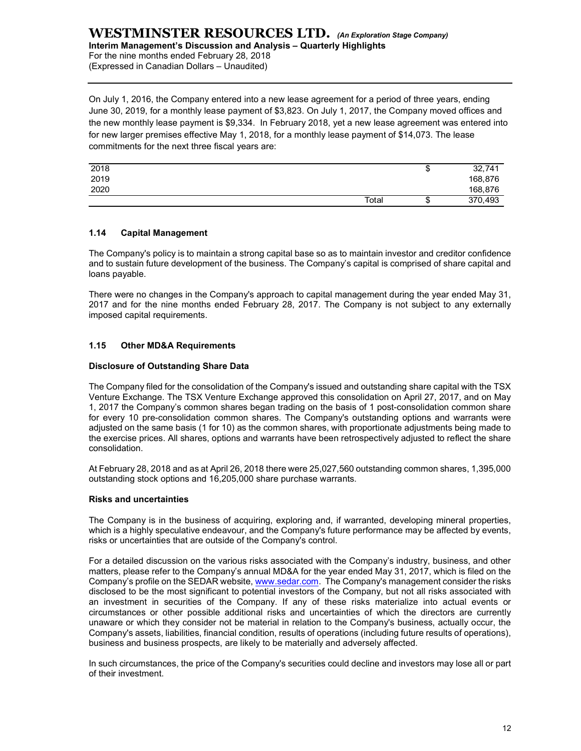On July 1, 2016, the Company entered into a new lease agreement for a period of three years, ending June 30, 2019, for a monthly lease payment of $3,823. On July 1, 2017, the Company moved offices and the new monthly lease payment is $9,334. In February 2018, yet a new lease agreement was entered into for new larger premises effective May 1, 2018, for a monthly lease payment of $14,073. The lease commitments for the next three fiscal years are:

| | | | |
|---|---|---|---|
| 2018 | | $ | 32,741 |
| 2019 | | | 168,876 |
| 2020 | | | 168,876 |
| | Total | $ | 370,493 |

### 1.14 Capital Management

The Company's policy is to maintain a strong capital base so as to maintain investor and creditor confidence and to sustain future development of the business. The Company's capital is comprised of share capital and loans payable.

There were no changes in the Company's approach to capital management during the year ended May 31, 2017 and for the nine months ended February 28, 2017. The Company is not subject to any externally imposed capital requirements.

### 1.15 Other MD&A Requirements

**Disclosure of Outstanding Share Data**

The Company filed for the consolidation of the Company's issued and outstanding share capital with the TSX Venture Exchange. The TSX Venture Exchange approved this consolidation on April 27, 2017, and on May 1, 2017 the Company's common shares began trading on the basis of 1 post-consolidation common share for every 10 pre-consolidation common shares. The Company's outstanding options and warrants were adjusted on the same basis (1 for 10) as the common shares, with proportionate adjustments being made to the exercise prices. All shares, options and warrants have been retrospectively adjusted to reflect the share consolidation.

At February 28, 2018 and as at April 26, 2018 there were 25,027,560 outstanding common shares, 1,395,000 outstanding stock options and 16,205,000 share purchase warrants.

**Risks and uncertainties**

The Company is in the business of acquiring, exploring and, if warranted, developing mineral properties, which is a highly speculative endeavour, and the Company's future performance may be affected by events, risks or uncertainties that are outside of the Company's control.

For a detailed discussion on the various risks associated with the Company's industry, business, and other matters, please refer to the Company's annual MD&A for the year ended May 31, 2017, which is filed on the Company's profile on the SEDAR website, www.sedar.com. The Company's management consider the risks disclosed to be the most significant to potential investors of the Company, but not all risks associated with an investment in securities of the Company. If any of these risks materialize into actual events or circumstances or other possible additional risks and uncertainties of which the directors are currently unaware or which they consider not be material in relation to the Company's business, actually occur, the Company's assets, liabilities, financial condition, results of operations (including future results of operations), business and business prospects, are likely to be materially and adversely affected.

In such circumstances, the price of the Company's securities could decline and investors may lose all or part of their investment.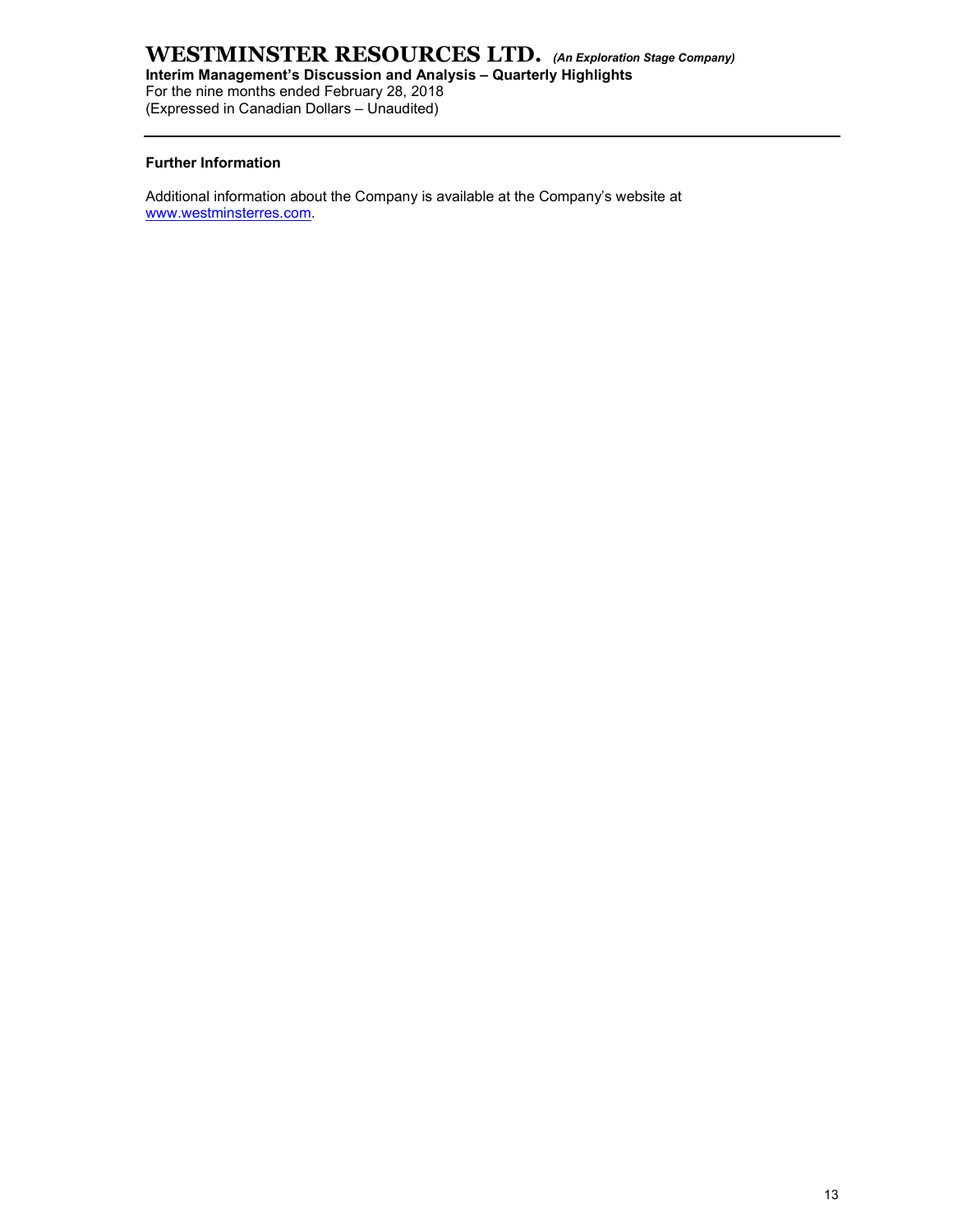### Further Information

Additional information about the Company is available at the Company's website at [www.westminsterres.com](http://www.westminsterres.com).